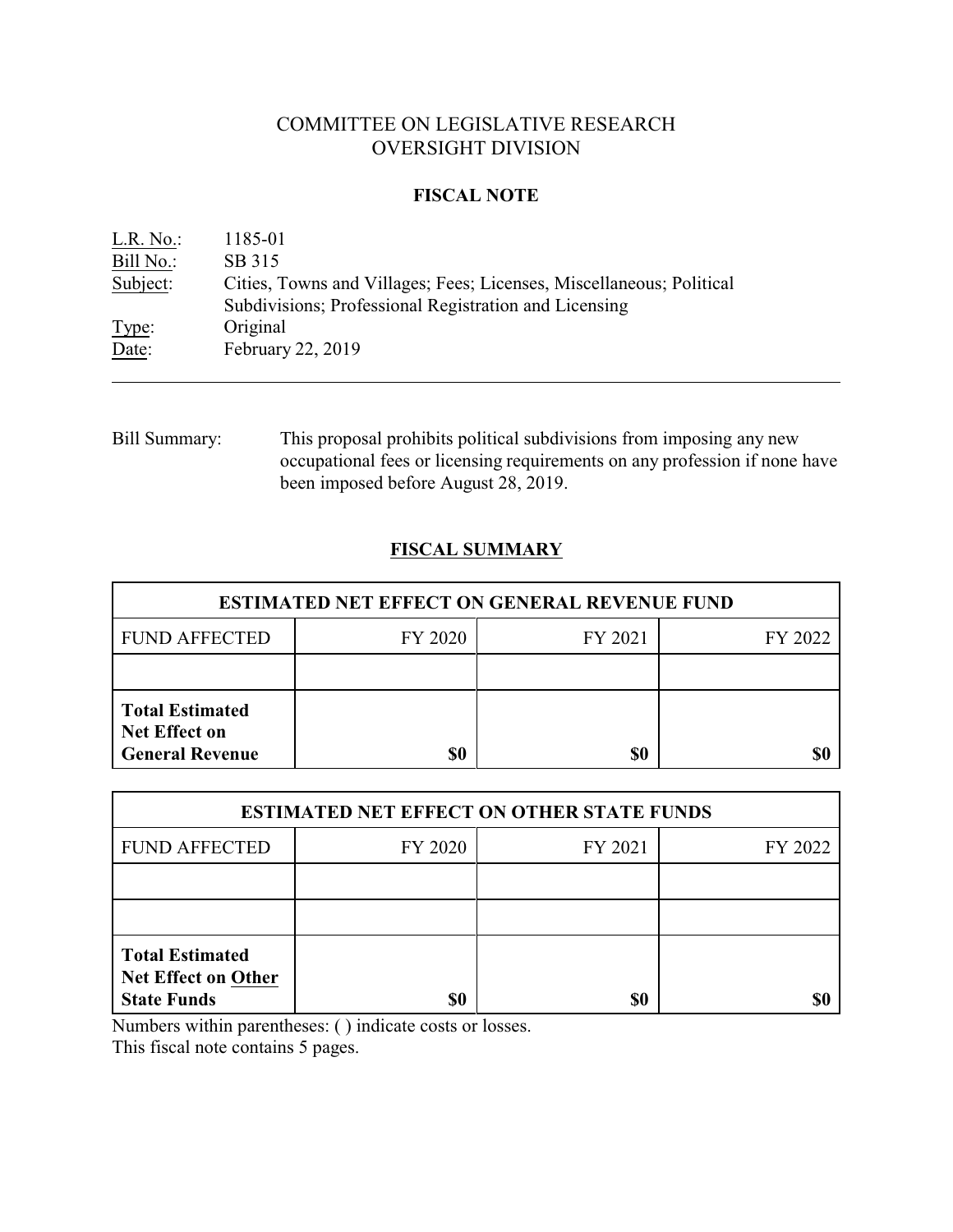# COMMITTEE ON LEGISLATIVE RESEARCH
# OVERSIGHT DIVISION

## FISCAL NOTE

L.R. No.: 1185-01
Bill No.: SB 315
Subject: Cities, Towns and Villages; Fees; Licenses, Miscellaneous; Political Subdivisions; Professional Registration and Licensing
Type: Original
Date: February 22, 2019

---

Bill Summary: This proposal prohibits political subdivisions from imposing any new occupational fees or licensing requirements on any profession if none have been imposed before August 28, 2019.

## FISCAL SUMMARY

| ESTIMATED NET EFFECT ON GENERAL REVENUE FUND | | | |
|---|---|---|---|
| FUND AFFECTED | FY 2020 | FY 2021 | FY 2022 |
| | | | |
| **Total Estimated Net Effect on General Revenue** | **$0** | **$0** | **$0** |

| ESTIMATED NET EFFECT ON OTHER STATE FUNDS | | | |
|---|---|---|---|
| FUND AFFECTED | FY 2020 | FY 2021 | FY 2022 |
| | | | |
| | | | |
| **Total Estimated Net Effect on Other State Funds** | **$0** | **$0** | **$0** |

Numbers within parentheses: ( ) indicate costs or losses.
This fiscal note contains 5 pages.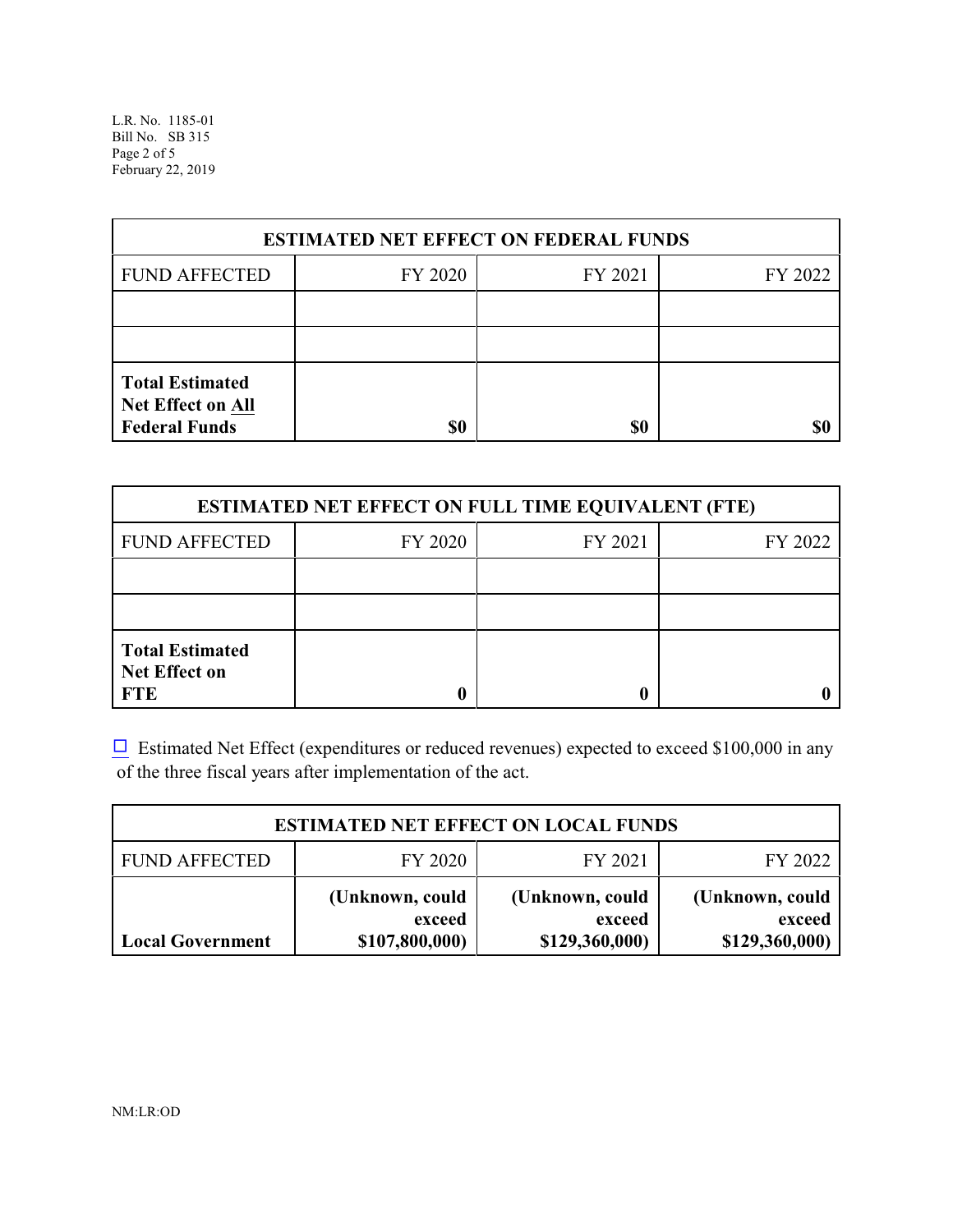| ESTIMATED NET EFFECT ON FEDERAL FUNDS | | | |
|---|---|---|---|
| FUND AFFECTED | FY 2020 | FY 2021 | FY 2022 |
| | | | |
| | | | |
| **Total Estimated Net Effect on All Federal Funds** | **$0** | **$0** | **$0** |

| ESTIMATED NET EFFECT ON FULL TIME EQUIVALENT (FTE) | | | |
|---|---|---|---|
| FUND AFFECTED | FY 2020 | FY 2021 | FY 2022 |
| | | | |
| | | | |
| **Total Estimated Net Effect on FTE** | **0** | **0** | **0** |

☐ Estimated Net Effect (expenditures or reduced revenues) expected to exceed $100,000 in any of the three fiscal years after implementation of the act.

| ESTIMATED NET EFFECT ON LOCAL FUNDS | | | |
|---|---|---|---|
| FUND AFFECTED | FY 2020 | FY 2021 | FY 2022 |
| **Local Government** | **(Unknown, could exceed $107,800,000)** | **(Unknown, could exceed $129,360,000)** | **(Unknown, could exceed $129,360,000)** |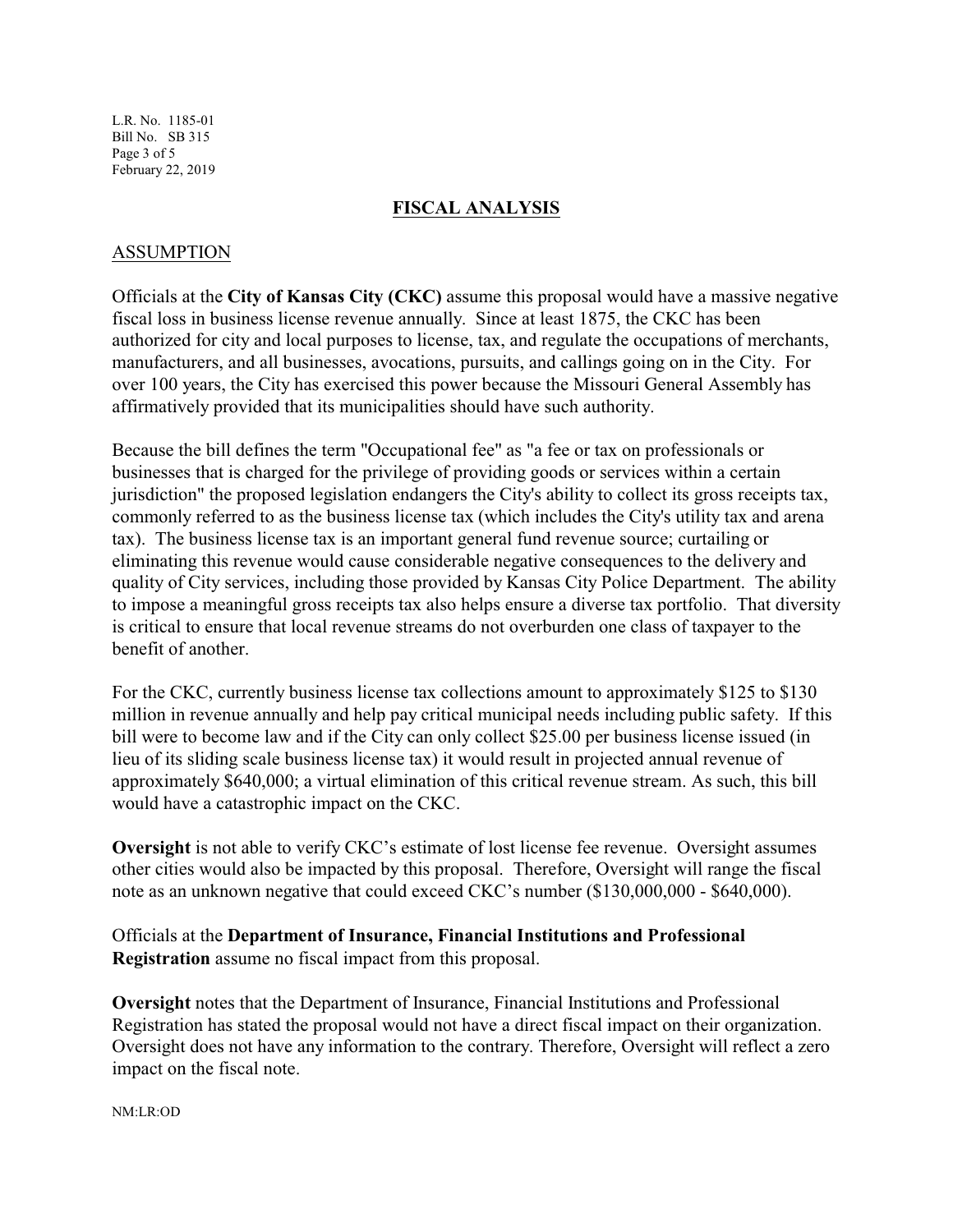## FISCAL ANALYSIS

### ASSUMPTION

Officials at the **City of Kansas City (CKC)** assume this proposal would have a massive negative fiscal loss in business license revenue annually. Since at least 1875, the CKC has been authorized for city and local purposes to license, tax, and regulate the occupations of merchants, manufacturers, and all businesses, avocations, pursuits, and callings going on in the City. For over 100 years, the City has exercised this power because the Missouri General Assembly has affirmatively provided that its municipalities should have such authority.

Because the bill defines the term "Occupational fee" as "a fee or tax on professionals or businesses that is charged for the privilege of providing goods or services within a certain jurisdiction" the proposed legislation endangers the City's ability to collect its gross receipts tax, commonly referred to as the business license tax (which includes the City's utility tax and arena tax). The business license tax is an important general fund revenue source; curtailing or eliminating this revenue would cause considerable negative consequences to the delivery and quality of City services, including those provided by Kansas City Police Department. The ability to impose a meaningful gross receipts tax also helps ensure a diverse tax portfolio. That diversity is critical to ensure that local revenue streams do not overburden one class of taxpayer to the benefit of another.

For the CKC, currently business license tax collections amount to approximately $125 to $130 million in revenue annually and help pay critical municipal needs including public safety. If this bill were to become law and if the City can only collect $25.00 per business license issued (in lieu of its sliding scale business license tax) it would result in projected annual revenue of approximately $640,000; a virtual elimination of this critical revenue stream. As such, this bill would have a catastrophic impact on the CKC.

**Oversight** is not able to verify CKC's estimate of lost license fee revenue. Oversight assumes other cities would also be impacted by this proposal. Therefore, Oversight will range the fiscal note as an unknown negative that could exceed CKC's number ($130,000,000 - $640,000).

Officials at the **Department of Insurance, Financial Institutions and Professional Registration** assume no fiscal impact from this proposal.

**Oversight** notes that the Department of Insurance, Financial Institutions and Professional Registration has stated the proposal would not have a direct fiscal impact on their organization. Oversight does not have any information to the contrary. Therefore, Oversight will reflect a zero impact on the fiscal note.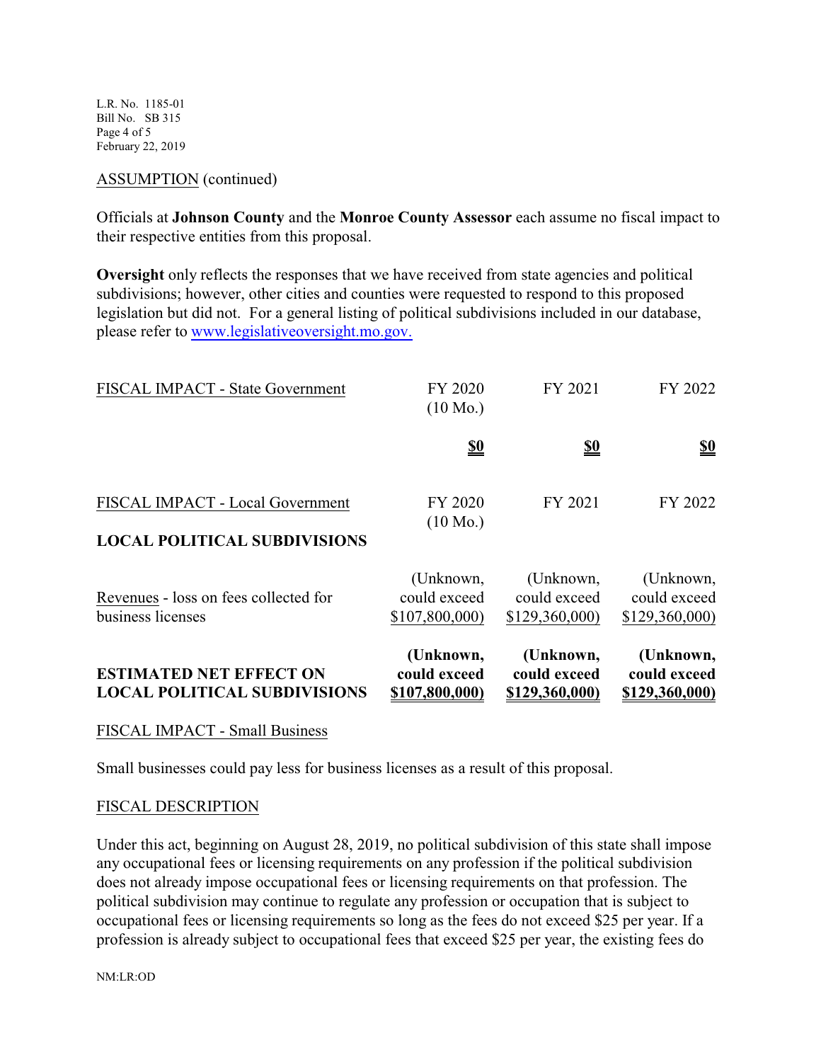ASSUMPTION (continued)

Officials at **Johnson County** and the **Monroe County Assessor** each assume no fiscal impact to their respective entities from this proposal.

**Oversight** only reflects the responses that we have received from state agencies and political subdivisions; however, other cities and counties were requested to respond to this proposed legislation but did not. For a general listing of political subdivisions included in our database, please refer to www.legislativeoversight.mo.gov.

| FISCAL IMPACT - State Government | FY 2020 (10 Mo.) | FY 2021 | FY 2022 |
|---|---|---|---|
| | **$0** | **$0** | **$0** |

| FISCAL IMPACT - Local Government | FY 2020 (10 Mo.) | FY 2021 | FY 2022 |
|---|---|---|---|
| **LOCAL POLITICAL SUBDIVISIONS** | | | |
| Revenues - loss on fees collected for business licenses | (Unknown, could exceed $107,800,000) | (Unknown, could exceed $129,360,000) | (Unknown, could exceed $129,360,000) |
| **ESTIMATED NET EFFECT ON LOCAL POLITICAL SUBDIVISIONS** | **(Unknown, could exceed $107,800,000)** | **(Unknown, could exceed $129,360,000)** | **(Unknown, could exceed $129,360,000)** |

FISCAL IMPACT - Small Business

Small businesses could pay less for business licenses as a result of this proposal.

FISCAL DESCRIPTION

Under this act, beginning on August 28, 2019, no political subdivision of this state shall impose any occupational fees or licensing requirements on any profession if the political subdivision does not already impose occupational fees or licensing requirements on that profession. The political subdivision may continue to regulate any profession or occupation that is subject to occupational fees or licensing requirements so long as the fees do not exceed $25 per year. If a profession is already subject to occupational fees that exceed $25 per year, the existing fees do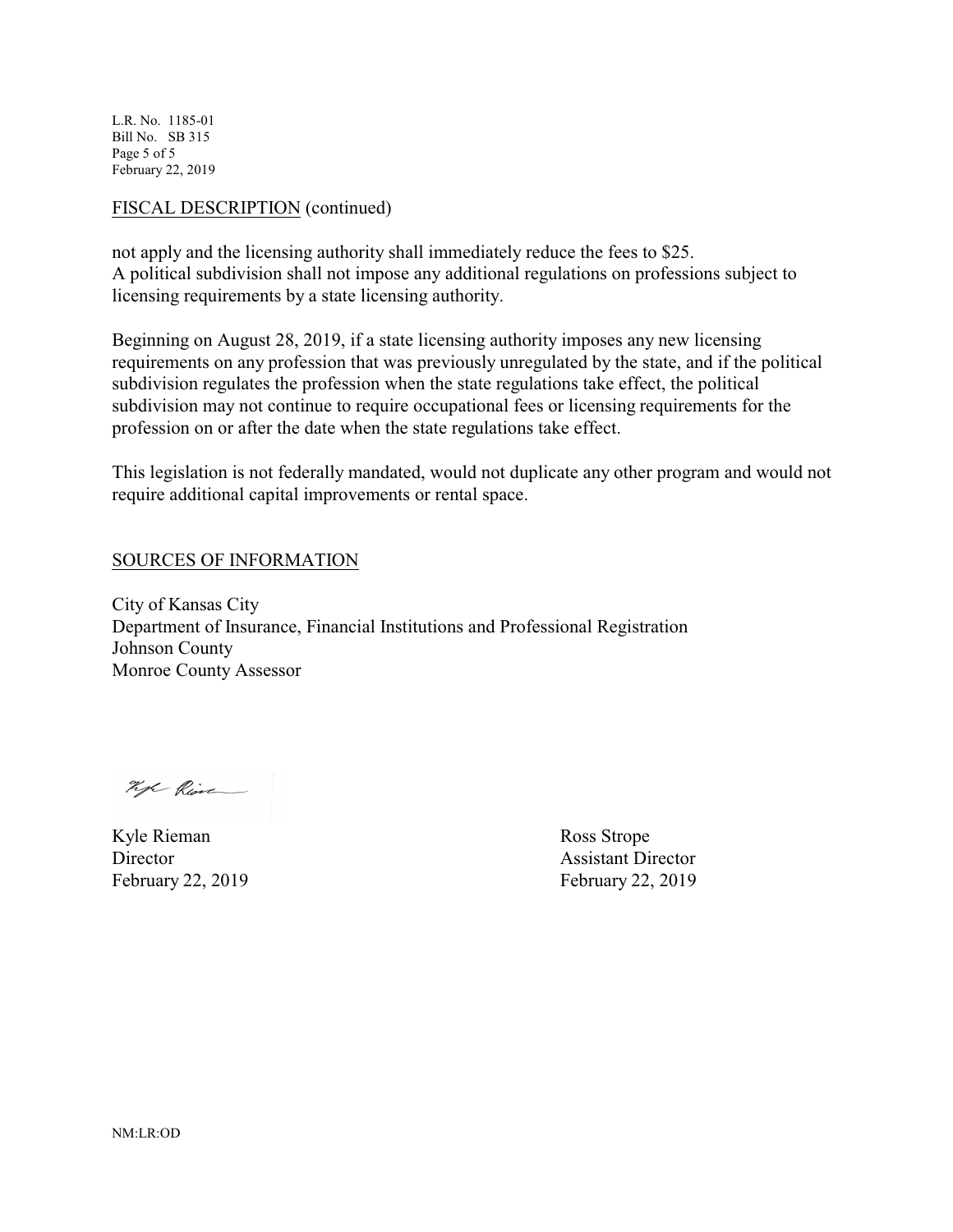FISCAL DESCRIPTION (continued)

not apply and the licensing authority shall immediately reduce the fees to $25.
A political subdivision shall not impose any additional regulations on professions subject to licensing requirements by a state licensing authority.

Beginning on August 28, 2019, if a state licensing authority imposes any new licensing requirements on any profession that was previously unregulated by the state, and if the political subdivision regulates the profession when the state regulations take effect, the political subdivision may not continue to require occupational fees or licensing requirements for the profession on or after the date when the state regulations take effect.

This legislation is not federally mandated, would not duplicate any other program and would not require additional capital improvements or rental space.

SOURCES OF INFORMATION

City of Kansas City
Department of Insurance, Financial Institutions and Professional Registration
Johnson County
Monroe County Assessor

Kyle Rieman
Director
February 22, 2019

Ross Strope
Assistant Director
February 22, 2019

NM:LR:OD